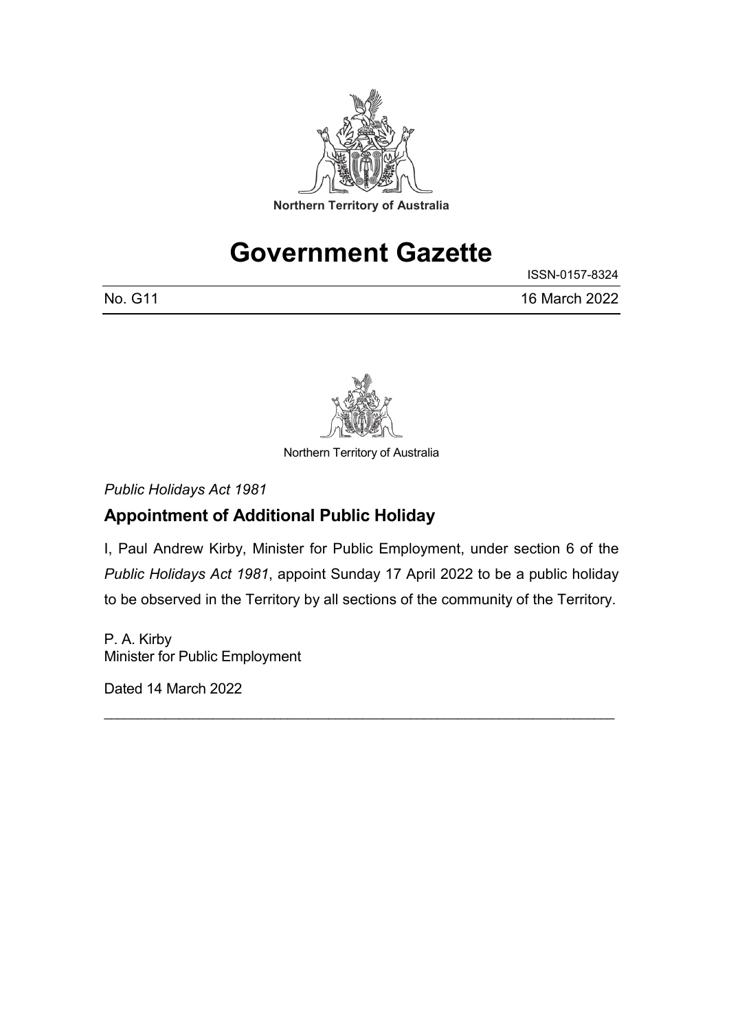Northern Territory of Australia

# Government Gazette

ISSN-0157-8324

No. G11 16 March 2022

---

Northern Territory of Australia

*Public Holidays Act 1981*

## Appointment of Additional Public Holiday

I, Paul Andrew Kirby, Minister for Public Employment, under section 6 of the *Public Holidays Act 1981*, appoint Sunday 17 April 2022 to be a public holiday to be observed in the Territory by all sections of the community of the Territory.

P. A. Kirby
Minister for Public Employment

Dated 14 March 2022

---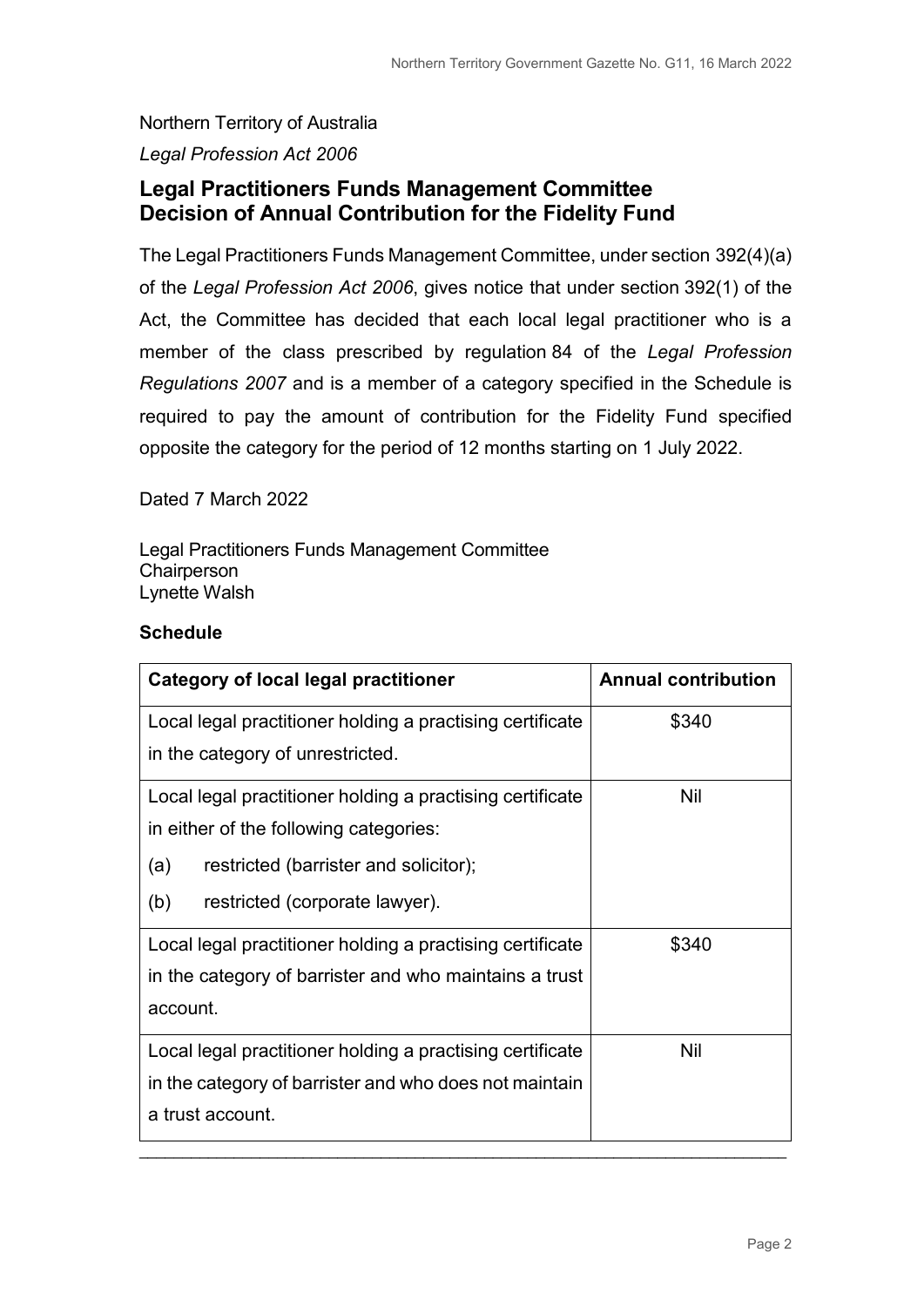Northern Territory of Australia

*Legal Profession Act 2006*

## Legal Practitioners Funds Management Committee Decision of Annual Contribution for the Fidelity Fund

The Legal Practitioners Funds Management Committee, under section 392(4)(a) of the *Legal Profession Act 2006*, gives notice that under section 392(1) of the Act, the Committee has decided that each local legal practitioner who is a member of the class prescribed by regulation 84 of the *Legal Profession Regulations 2007* and is a member of a category specified in the Schedule is required to pay the amount of contribution for the Fidelity Fund specified opposite the category for the period of 12 months starting on 1 July 2022.

Dated 7 March 2022

Legal Practitioners Funds Management Committee
Chairperson
Lynette Walsh

**Schedule**

| Category of local legal practitioner | Annual contribution |
|---|---|
| Local legal practitioner holding a practising certificate in the category of unrestricted. | $340 |
| Local legal practitioner holding a practising certificate in either of the following categories:<br>(a) restricted (barrister and solicitor);<br>(b) restricted (corporate lawyer). | Nil |
| Local legal practitioner holding a practising certificate in the category of barrister and who maintains a trust account. | $340 |
| Local legal practitioner holding a practising certificate in the category of barrister and who does not maintain a trust account. | Nil |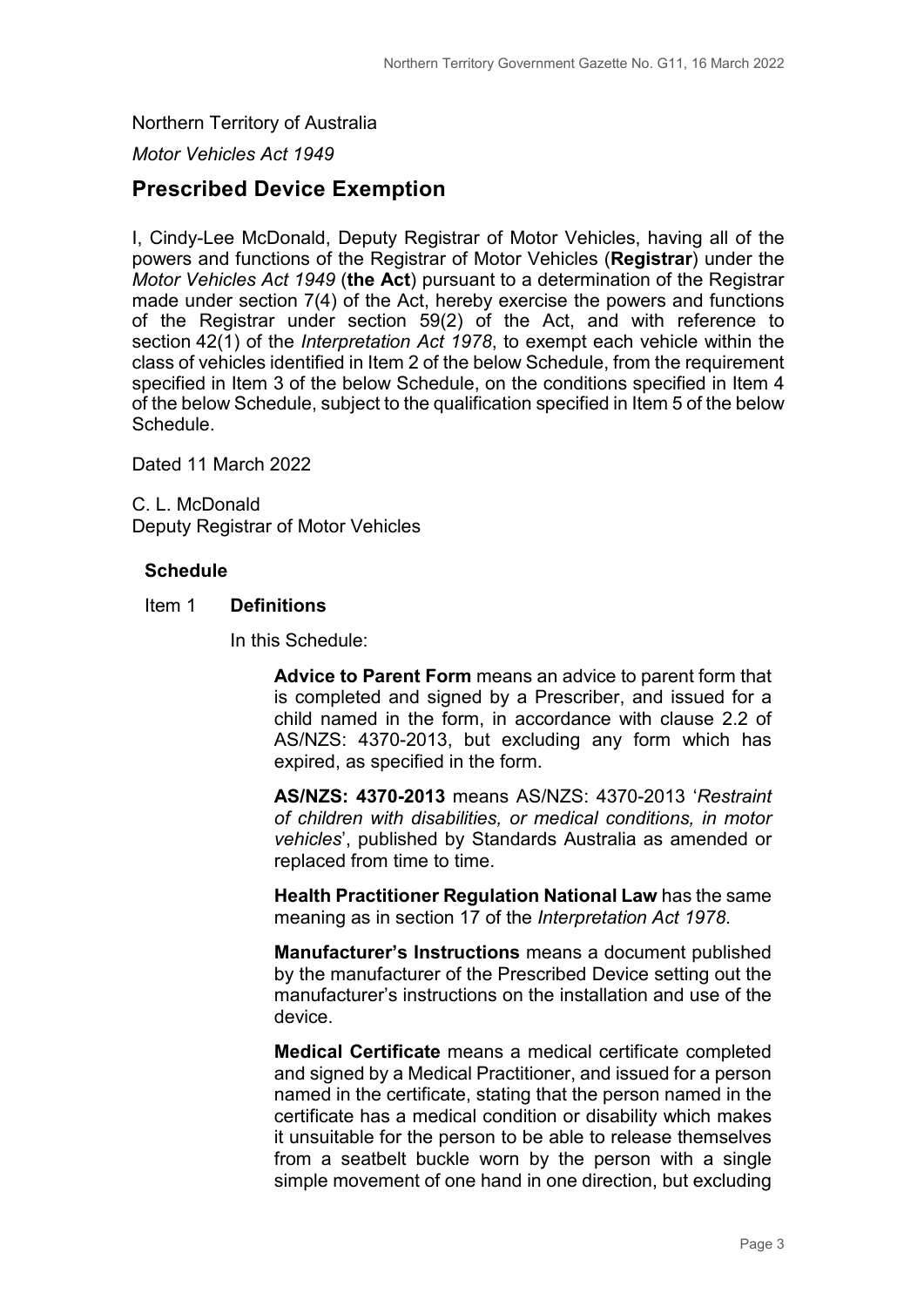Northern Territory of Australia

*Motor Vehicles Act 1949*

## Prescribed Device Exemption

I, Cindy-Lee McDonald, Deputy Registrar of Motor Vehicles, having all of the powers and functions of the Registrar of Motor Vehicles (**Registrar**) under the *Motor Vehicles Act 1949* (**the Act**) pursuant to a determination of the Registrar made under section 7(4) of the Act, hereby exercise the powers and functions of the Registrar under section 59(2) of the Act, and with reference to section 42(1) of the *Interpretation Act 1978*, to exempt each vehicle within the class of vehicles identified in Item 2 of the below Schedule, from the requirement specified in Item 3 of the below Schedule, on the conditions specified in Item 4 of the below Schedule, subject to the qualification specified in Item 5 of the below Schedule.

Dated 11 March 2022

C. L. McDonald
Deputy Registrar of Motor Vehicles

### Schedule

#### Item 1 Definitions

In this Schedule:

**Advice to Parent Form** means an advice to parent form that is completed and signed by a Prescriber, and issued for a child named in the form, in accordance with clause 2.2 of AS/NZS: 4370-2013, but excluding any form which has expired, as specified in the form.

**AS/NZS: 4370-2013** means AS/NZS: 4370-2013 '*Restraint of children with disabilities, or medical conditions, in motor vehicles*', published by Standards Australia as amended or replaced from time to time.

**Health Practitioner Regulation National Law** has the same meaning as in section 17 of the *Interpretation Act 1978*.

**Manufacturer's Instructions** means a document published by the manufacturer of the Prescribed Device setting out the manufacturer's instructions on the installation and use of the device.

**Medical Certificate** means a medical certificate completed and signed by a Medical Practitioner, and issued for a person named in the certificate, stating that the person named in the certificate has a medical condition or disability which makes it unsuitable for the person to be able to release themselves from a seatbelt buckle worn by the person with a single simple movement of one hand in one direction, but excluding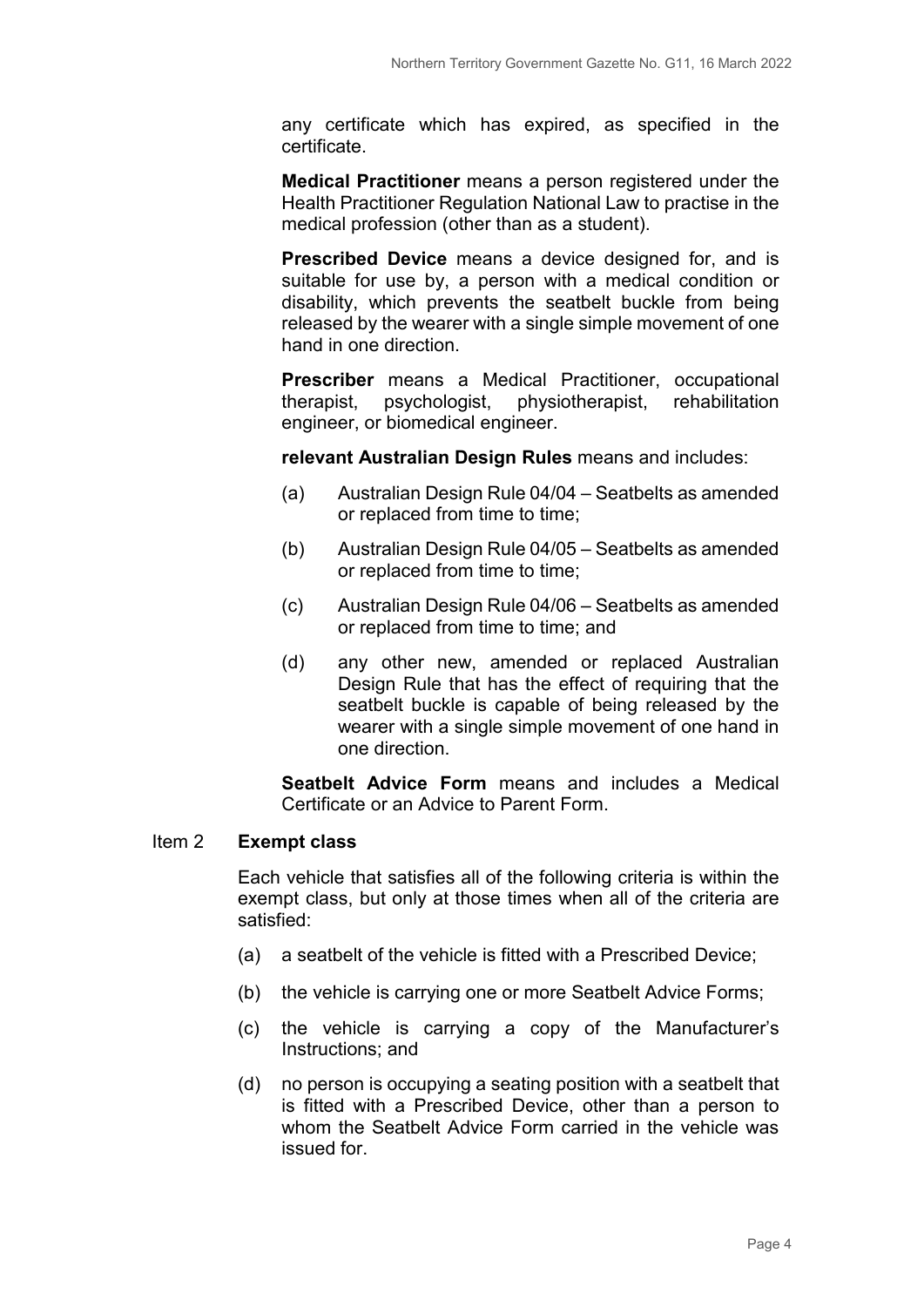any certificate which has expired, as specified in the certificate.

**Medical Practitioner** means a person registered under the Health Practitioner Regulation National Law to practise in the medical profession (other than as a student).

**Prescribed Device** means a device designed for, and is suitable for use by, a person with a medical condition or disability, which prevents the seatbelt buckle from being released by the wearer with a single simple movement of one hand in one direction.

**Prescriber** means a Medical Practitioner, occupational therapist, psychologist, physiotherapist, rehabilitation engineer, or biomedical engineer.

**relevant Australian Design Rules** means and includes:

(a) Australian Design Rule 04/04 – Seatbelts as amended or replaced from time to time;

(b) Australian Design Rule 04/05 – Seatbelts as amended or replaced from time to time;

(c) Australian Design Rule 04/06 – Seatbelts as amended or replaced from time to time; and

(d) any other new, amended or replaced Australian Design Rule that has the effect of requiring that the seatbelt buckle is capable of being released by the wearer with a single simple movement of one hand in one direction.

**Seatbelt Advice Form** means and includes a Medical Certificate or an Advice to Parent Form.

Item 2 **Exempt class**

Each vehicle that satisfies all of the following criteria is within the exempt class, but only at those times when all of the criteria are satisfied:

(a) a seatbelt of the vehicle is fitted with a Prescribed Device;

(b) the vehicle is carrying one or more Seatbelt Advice Forms;

(c) the vehicle is carrying a copy of the Manufacturer's Instructions; and

(d) no person is occupying a seating position with a seatbelt that is fitted with a Prescribed Device, other than a person to whom the Seatbelt Advice Form carried in the vehicle was issued for.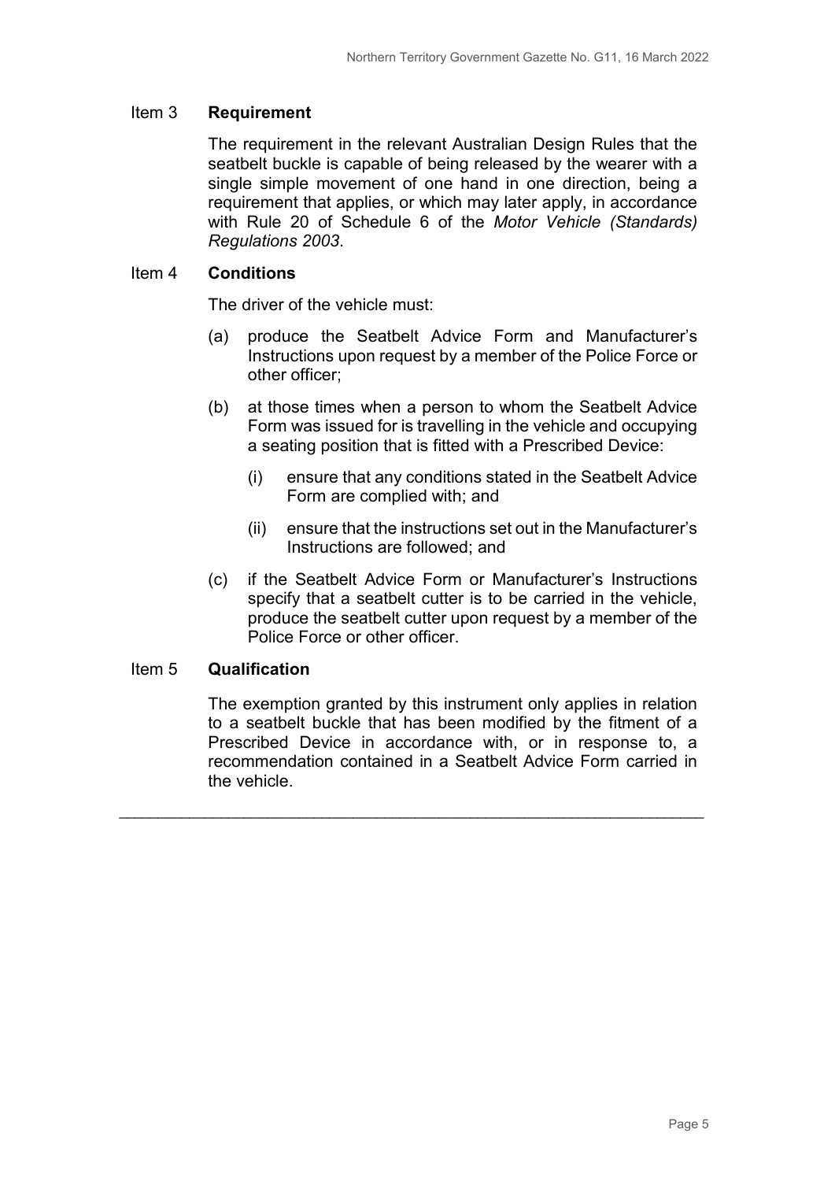Item 3 **Requirement**

The requirement in the relevant Australian Design Rules that the seatbelt buckle is capable of being released by the wearer with a single simple movement of one hand in one direction, being a requirement that applies, or which may later apply, in accordance with Rule 20 of Schedule 6 of the *Motor Vehicle (Standards) Regulations 2003*.

Item 4 **Conditions**

The driver of the vehicle must:

(a) produce the Seatbelt Advice Form and Manufacturer's Instructions upon request by a member of the Police Force or other officer;

(b) at those times when a person to whom the Seatbelt Advice Form was issued for is travelling in the vehicle and occupying a seating position that is fitted with a Prescribed Device:

 (i) ensure that any conditions stated in the Seatbelt Advice Form are complied with; and

 (ii) ensure that the instructions set out in the Manufacturer's Instructions are followed; and

(c) if the Seatbelt Advice Form or Manufacturer's Instructions specify that a seatbelt cutter is to be carried in the vehicle, produce the seatbelt cutter upon request by a member of the Police Force or other officer.

Item 5 **Qualification**

The exemption granted by this instrument only applies in relation to a seatbelt buckle that has been modified by the fitment of a Prescribed Device in accordance with, or in response to, a recommendation contained in a Seatbelt Advice Form carried in the vehicle.

---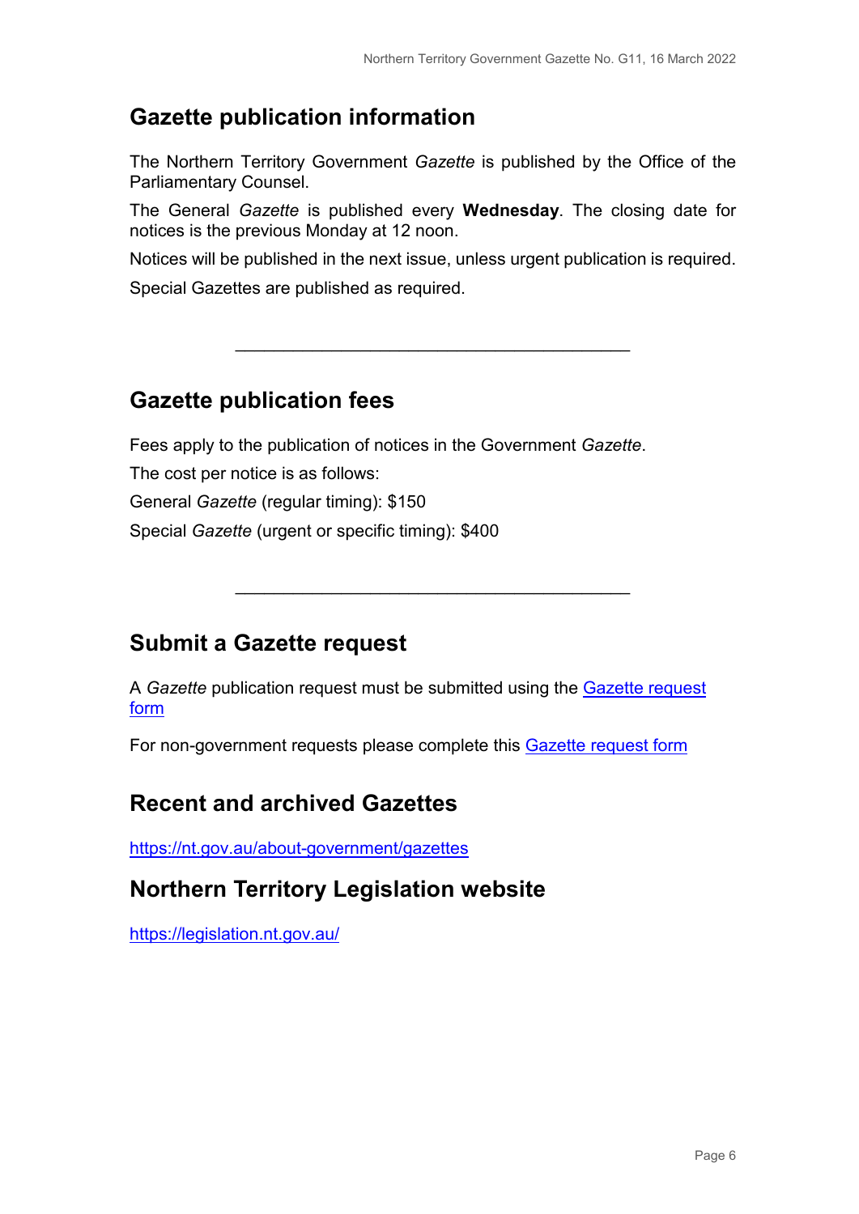## Gazette publication information

The Northern Territory Government *Gazette* is published by the Office of the Parliamentary Counsel.

The General *Gazette* is published every **Wednesday**. The closing date for notices is the previous Monday at 12 noon.

Notices will be published in the next issue, unless urgent publication is required.

Special Gazettes are published as required.

---

## Gazette publication fees

Fees apply to the publication of notices in the Government *Gazette*.

The cost per notice is as follows:

General *Gazette* (regular timing): $150

Special *Gazette* (urgent or specific timing): $400

---

## Submit a Gazette request

A *Gazette* publication request must be submitted using the Gazette request form

For non-government requests please complete this Gazette request form

## Recent and archived Gazettes

https://nt.gov.au/about-government/gazettes

## Northern Territory Legislation website

https://legislation.nt.gov.au/